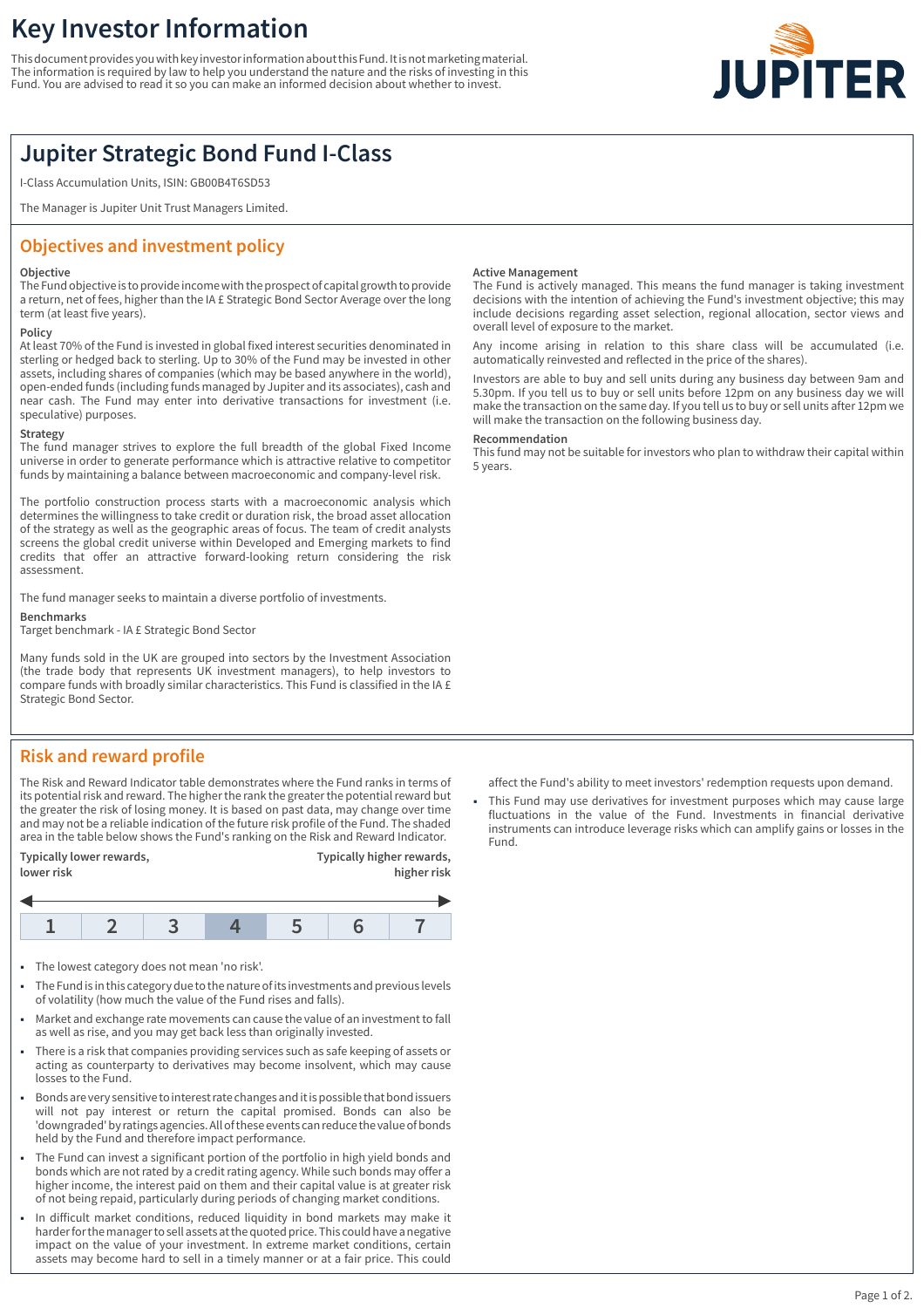# Key Investor Information

This document provides you with key investor information about this Fund. It is not marketing material. The information is required by law to help you understand the nature and the risks of investing in this Fund. You are advised to read it so you can make an informed decision about whether to invest.

## Jupiter Strategic Bond Fund I-Class

I-Class Accumulation Units, ISIN: GB00B4T6SD53

The Manager is Jupiter Unit Trust Managers Limited.

## Objectives and investment policy

**Objective**

The Fund objective is to provide income with the prospect of capital growth to provide a return, net of fees, higher than the IA £ Strategic Bond Sector Average over the long term (at least five years).

**Policy**

At least 70% of the Fund is invested in global fixed interest securities denominated in sterling or hedged back to sterling. Up to 30% of the Fund may be invested in other assets, including shares of companies (which may be based anywhere in the world), open-ended funds (including funds managed by Jupiter and its associates), cash and near cash. The Fund may enter into derivative transactions for investment (i.e. speculative) purposes.

**Strategy**

The fund manager strives to explore the full breadth of the global Fixed Income universe in order to generate performance which is attractive relative to competitor funds by maintaining a balance between macroeconomic and company-level risk.

The portfolio construction process starts with a macroeconomic analysis which determines the willingness to take credit or duration risk, the broad asset allocation of the strategy as well as the geographic areas of focus. The team of credit analysts screens the global credit universe within Developed and Emerging markets to find credits that offer an attractive forward-looking return considering the risk assessment.

The fund manager seeks to maintain a diverse portfolio of investments.

**Benchmarks**

Target benchmark - IA £ Strategic Bond Sector

Many funds sold in the UK are grouped into sectors by the Investment Association (the trade body that represents UK investment managers), to help investors to compare funds with broadly similar characteristics. This Fund is classified in the IA £ Strategic Bond Sector.

**Active Management**

The Fund is actively managed. This means the fund manager is taking investment decisions with the intention of achieving the Fund's investment objective; this may include decisions regarding asset selection, regional allocation, sector views and overall level of exposure to the market.

Any income arising in relation to this share class will be accumulated (i.e. automatically reinvested and reflected in the price of the shares).

Investors are able to buy and sell units during any business day between 9am and 5.30pm. If you tell us to buy or sell units before 12pm on any business day we will make the transaction on the same day. If you tell us to buy or sell units after 12pm we will make the transaction on the following business day.

**Recommendation**

This fund may not be suitable for investors who plan to withdraw their capital within 5 years.

## Risk and reward profile

The Risk and Reward Indicator table demonstrates where the Fund ranks in terms of its potential risk and reward. The higher the rank the greater the potential reward but the greater the risk of losing money. It is based on past data, may change over time and may not be a reliable indication of the future risk profile of the Fund. The shaded area in the table below shows the Fund's ranking on the Risk and Reward Indicator.

**Typically lower rewards, lower risk** ← → **Typically higher rewards, higher risk**

| 1 | 2 | 3 | **4** | 5 | 6 | 7 |
|---|---|---|---|---|---|---|

(The Fund is ranked in category 4.)

- The lowest category does not mean 'no risk'.
- The Fund is in this category due to the nature of its investments and previous levels of volatility (how much the value of the Fund rises and falls).
- Market and exchange rate movements can cause the value of an investment to fall as well as rise, and you may get back less than originally invested.
- There is a risk that companies providing services such as safe keeping of assets or acting as counterparty to derivatives may become insolvent, which may cause losses to the Fund.
- Bonds are very sensitive to interest rate changes and it is possible that bond issuers will not pay interest or return the capital promised. Bonds can also be 'downgraded' by ratings agencies. All of these events can reduce the value of bonds held by the Fund and therefore impact performance.
- The Fund can invest a significant portion of the portfolio in high yield bonds and bonds which are not rated by a credit rating agency. While such bonds may offer a higher income, the interest paid on them and their capital value is at greater risk of not being repaid, particularly during periods of changing market conditions.
- In difficult market conditions, reduced liquidity in bond markets may make it harder for the manager to sell assets at the quoted price. This could have a negative impact on the value of your investment. In extreme market conditions, certain assets may become hard to sell in a timely manner or at a fair price. This could affect the Fund's ability to meet investors' redemption requests upon demand.
- This Fund may use derivatives for investment purposes which may cause large fluctuations in the value of the Fund. Investments in financial derivative instruments can introduce leverage risks which can amplify gains or losses in the Fund.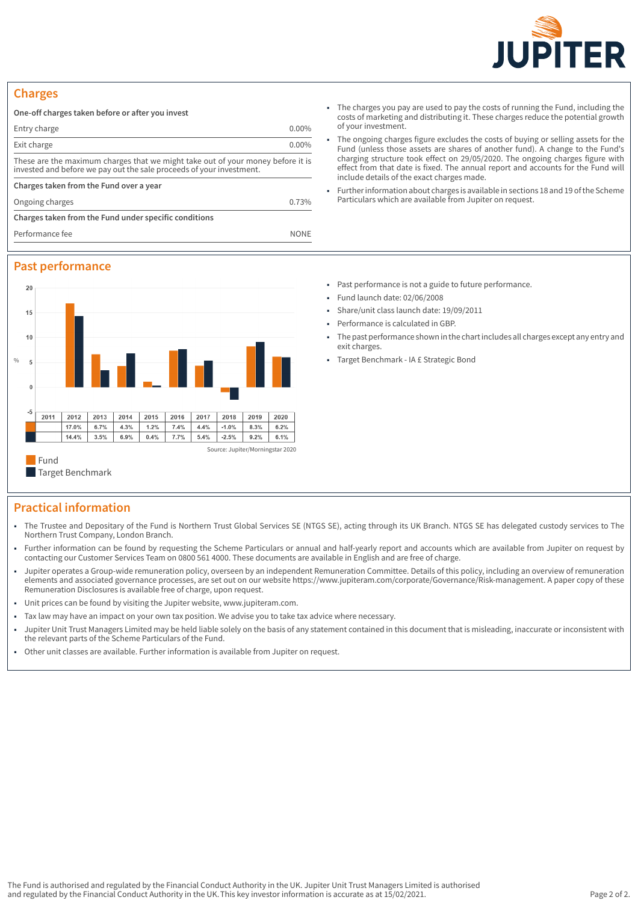## Charges

| One-off charges taken before or after you invest | |
|---|---|
| Entry charge | 0.00% |
| Exit charge | 0.00% |
| These are the maximum charges that we might take out of your money before it is invested and before we pay out the sale proceeds of your investment. | |
| **Charges taken from the Fund over a year** | |
| Ongoing charges | 0.73% |
| **Charges taken from the Fund under specific conditions** | |
| Performance fee | NONE |

- The charges you pay are used to pay the costs of running the Fund, including the costs of marketing and distributing it. These charges reduce the potential growth of your investment.
- The ongoing charges figure excludes the costs of buying or selling assets for the Fund (unless those assets are shares of another fund). A change to the Fund's charging structure took effect on 29/05/2020. The ongoing charges figure with effect from that date is fixed. The annual report and accounts for the Fund will include details of the exact charges made.
- Further information about charges is available in sections 18 and 19 of the Scheme Particulars which are available from Jupiter on request.

## Past performance

20
15
10
%
5
0
-5

| | 2011 | 2012 | 2013 | 2014 | 2015 | 2016 | 2017 | 2018 | 2019 | 2020 |
|---|---|---|---|---|---|---|---|---|---|---|
| Fund | | 17.0% | 6.7% | 4.3% | 1.2% | 7.4% | 4.4% | -1.0% | 8.3% | 6.2% |
| Target Benchmark | | 14.4% | 3.5% | 6.9% | 0.4% | 7.7% | 5.4% | -2.5% | 9.2% | 6.1% |

Source: Jupiter/Morningstar 2020

Fund
Target Benchmark

- Past performance is not a guide to future performance.
- Fund launch date: 02/06/2008
- Share/unit class launch date: 19/09/2011
- Performance is calculated in GBP.
- The past performance shown in the chart includes all charges except any entry and exit charges.
- Target Benchmark - IA £ Strategic Bond

## Practical information

- The Trustee and Depositary of the Fund is Northern Trust Global Services SE (NTGS SE), acting through its UK Branch. NTGS SE has delegated custody services to The Northern Trust Company, London Branch.
- Further information can be found by requesting the Scheme Particulars or annual and half-yearly report and accounts which are available from Jupiter on request by contacting our Customer Services Team on 0800 561 4000. These documents are available in English and are free of charge.
- Jupiter operates a Group-wide remuneration policy, overseen by an independent Remuneration Committee. Details of this policy, including an overview of remuneration elements and associated governance processes, are set out on our website https://www.jupiteram.com/corporate/Governance/Risk-management. A paper copy of these Remuneration Disclosures is available free of charge, upon request.
- Unit prices can be found by visiting the Jupiter website, www.jupiteram.com.
- Tax law may have an impact on your own tax position. We advise you to take tax advice where necessary.
- Jupiter Unit Trust Managers Limited may be held liable solely on the basis of any statement contained in this document that is misleading, inaccurate or inconsistent with the relevant parts of the Scheme Particulars of the Fund.
- Other unit classes are available. Further information is available from Jupiter on request.

The Fund is authorised and regulated by the Financial Conduct Authority in the UK. Jupiter Unit Trust Managers Limited is authorised and regulated by the Financial Conduct Authority in the UK. This key investor information is accurate as at 15/02/2021.